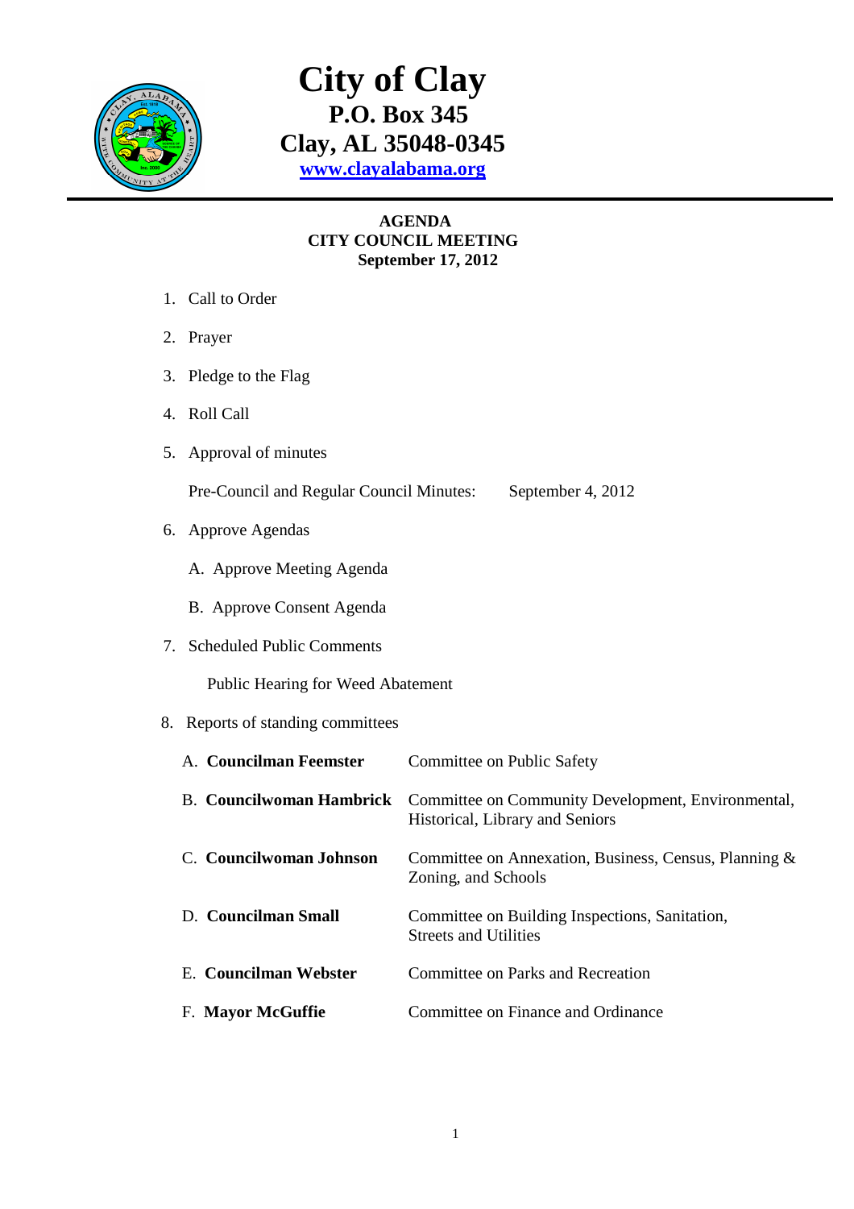# City of Clay

**P.O. Box 345**
**Clay, AL 35048-0345**
**www.clayalabama.org**

**AGENDA**
**CITY COUNCIL MEETING**
**September 17, 2012**

1. Call to Order
2. Prayer
3. Pledge to the Flag
4. Roll Call
5. Approval of minutes

   Pre-Council and Regular Council Minutes: September 4, 2012

6. Approve Agendas

   A. Approve Meeting Agenda

   B. Approve Consent Agenda

7. Scheduled Public Comments

   Public Hearing for Weed Abatement

8. Reports of standing committees

| | |
|---|---|
| A. **Councilman Feemster** | Committee on Public Safety |
| B. **Councilwoman Hambrick** | Committee on Community Development, Environmental, Historical, Library and Seniors |
| C. **Councilwoman Johnson** | Committee on Annexation, Business, Census, Planning & Zoning, and Schools |
| D. **Councilman Small** | Committee on Building Inspections, Sanitation, Streets and Utilities |
| E. **Councilman Webster** | Committee on Parks and Recreation |
| F. **Mayor McGuffie** | Committee on Finance and Ordinance |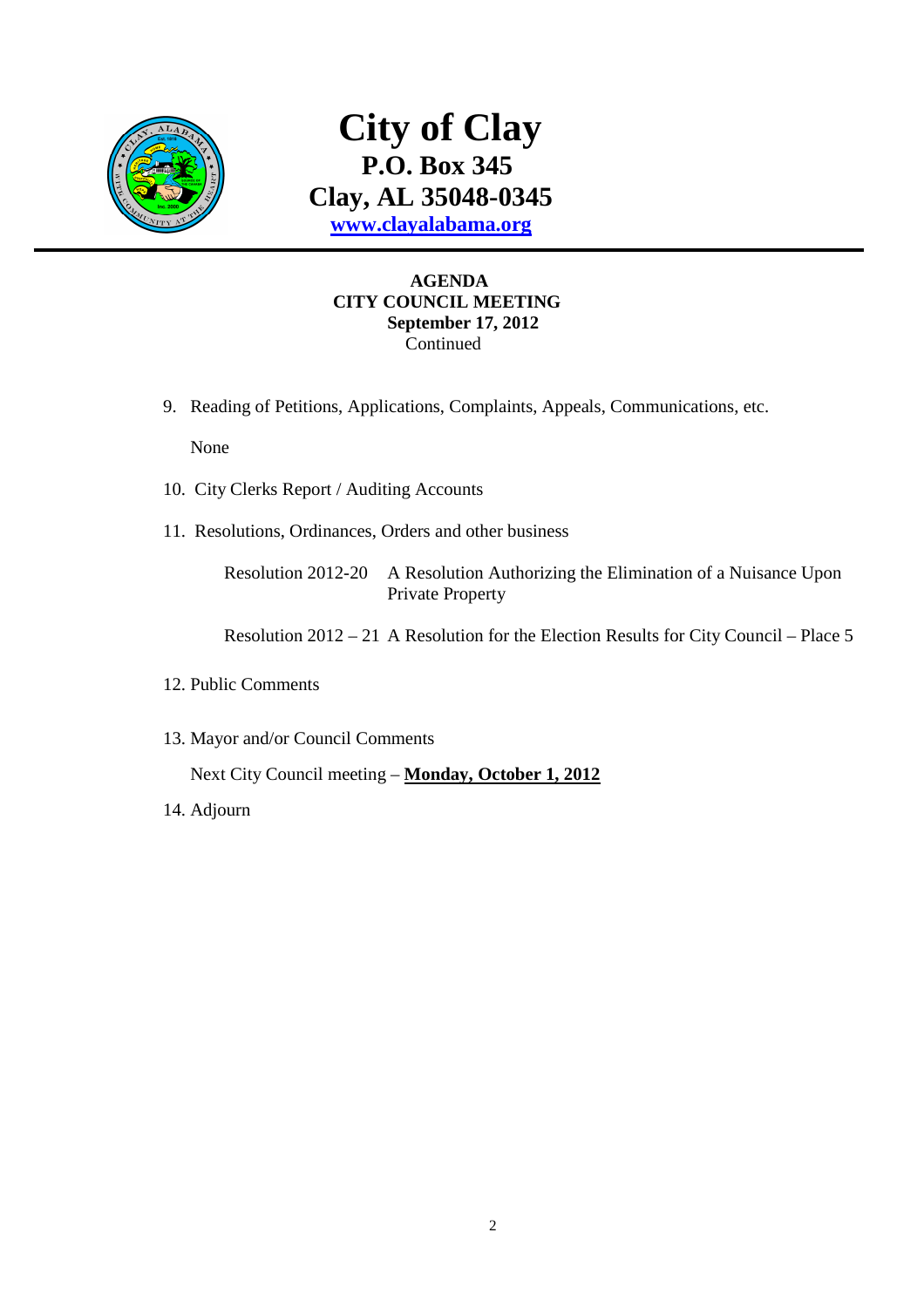# City of Clay

## P.O. Box 345
## Clay, AL 35048-0345

**www.clayalabama.org**

---

**AGENDA**
**CITY COUNCIL MEETING**
**September 17, 2012**
Continued

9. Reading of Petitions, Applications, Complaints, Appeals, Communications, etc.

   None

10. City Clerks Report / Auditing Accounts

11. Resolutions, Ordinances, Orders and other business

    Resolution 2012-20 A Resolution Authorizing the Elimination of a Nuisance Upon Private Property

    Resolution 2012 – 21 A Resolution for the Election Results for City Council – Place 5

12. Public Comments

13. Mayor and/or Council Comments

    Next City Council meeting – **Monday, October 1, 2012**

14. Adjourn